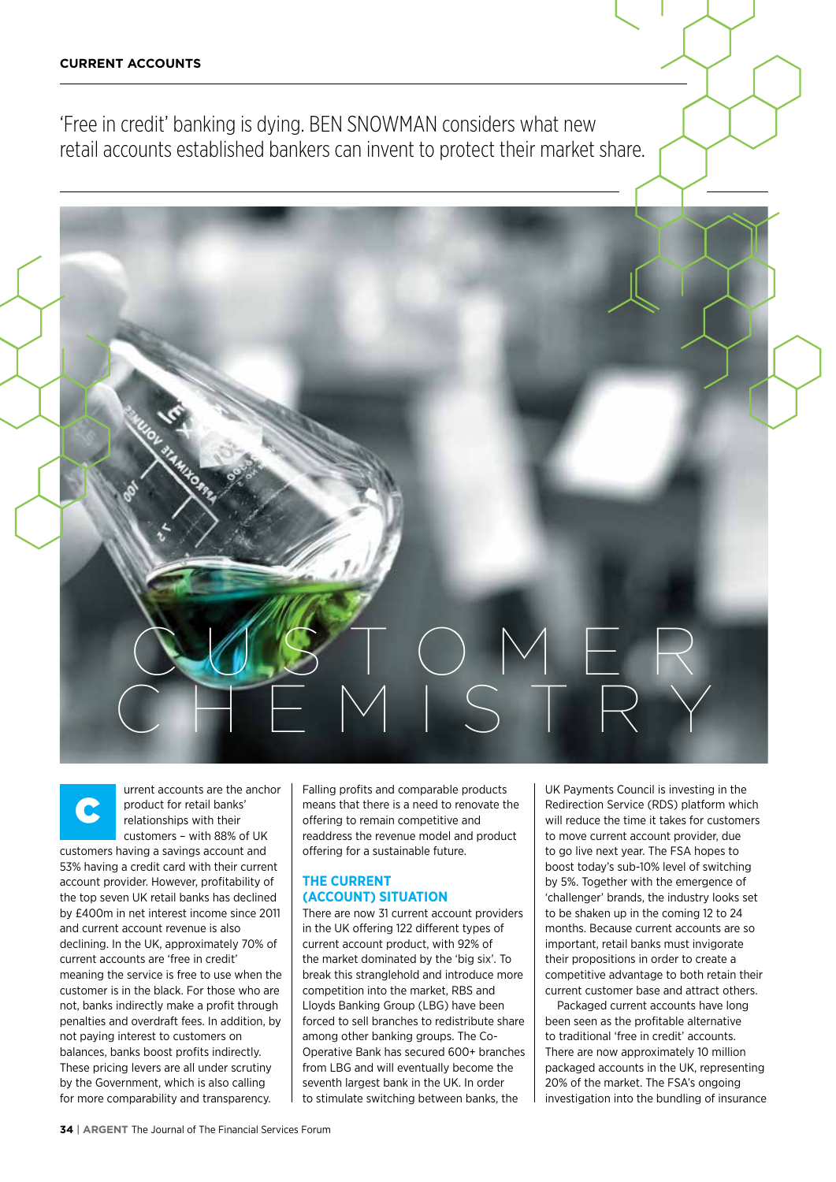# CUSTOMER CHEMISTRY

'Free in credit' banking is dying. BEN SNOWMAN considers what new retail accounts established bankers can invent to protect their market share.

Current accounts are the anchor product for retail banks' relationships with their customers – with 88% of UK customers having a savings account and 53% having a credit card with their current account provider. However, profitability of the top seven UK retail banks has declined by £400m in net interest income since 2011 and current account revenue is also declining. In the UK, approximately 70% of current accounts are 'free in credit' meaning the service is free to use when the customer is in the black. For those who are not, banks indirectly make a profit through penalties and overdraft fees. In addition, by not paying interest to customers on balances, banks boost profits indirectly. These pricing levers are all under scrutiny by the Government, which is also calling for more comparability and transparency. Falling profits and comparable products means that there is a need to renovate the offering to remain competitive and readdress the revenue model and product offering for a sustainable future.

## THE CURRENT (ACCOUNT) SITUATION

There are now 31 current account providers in the UK offering 122 different types of current account product, with 92% of the market dominated by the 'big six'. To break this stranglehold and introduce more competition into the market, RBS and Lloyds Banking Group (LBG) have been forced to sell branches to redistribute share among other banking groups. The Co-Operative Bank has secured 600+ branches from LBG and will eventually become the seventh largest bank in the UK. In order to stimulate switching between banks, the UK Payments Council is investing in the Redirection Service (RDS) platform which will reduce the time it takes for customers to move current account provider, due to go live next year. The FSA hopes to boost today's sub-10% level of switching by 5%. Together with the emergence of 'challenger' brands, the industry looks set to be shaken up in the coming 12 to 24 months. Because current accounts are so important, retail banks must invigorate their propositions in order to create a competitive advantage to both retain their current customer base and attract others.

Packaged current accounts have long been seen as the profitable alternative to traditional 'free in credit' accounts. There are now approximately 10 million packaged accounts in the UK, representing 20% of the market. The FSA's ongoing investigation into the bundling of insurance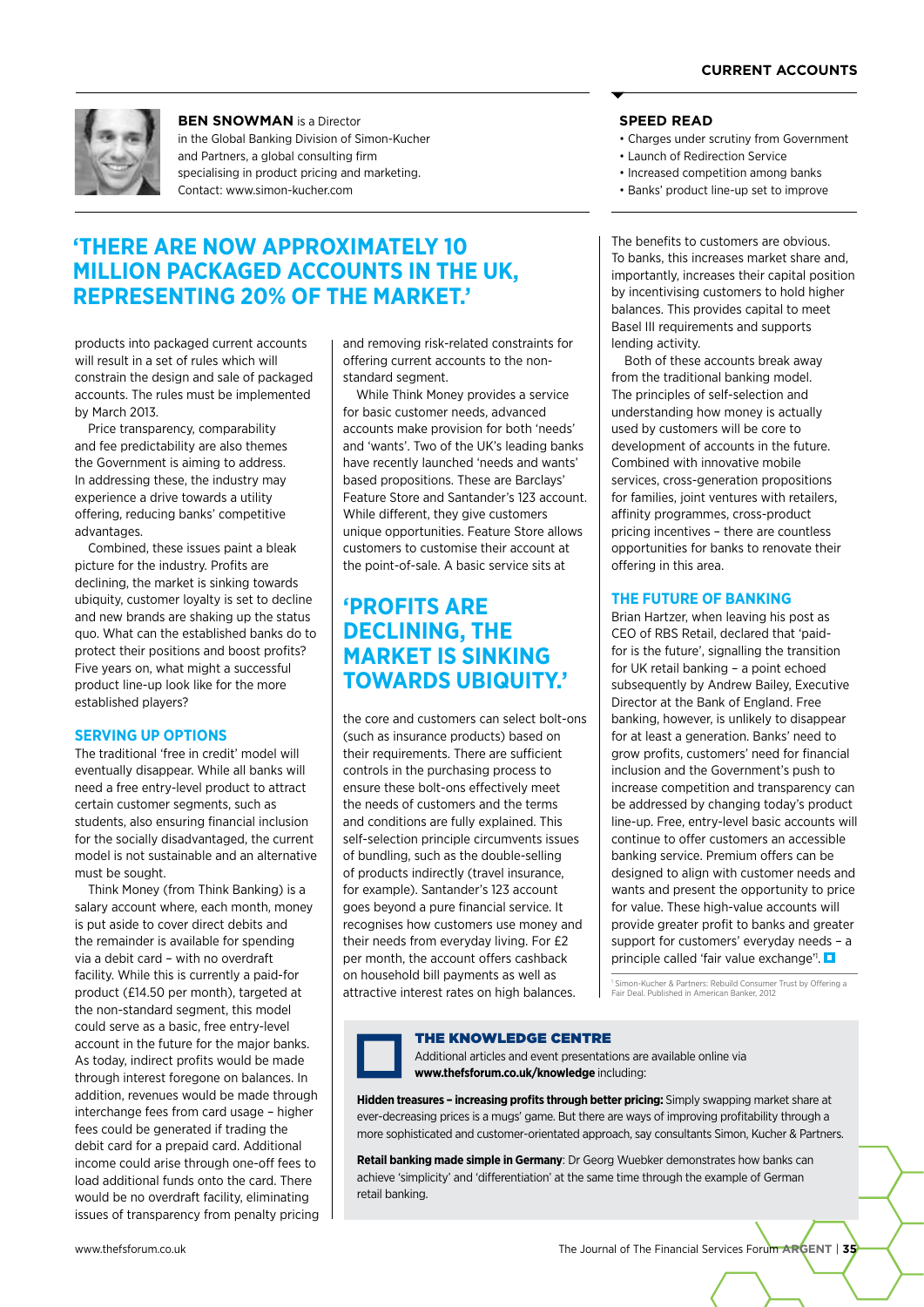**BEN SNOWMAN** is a Director in the Global Banking Division of Simon-Kucher and Partners, a global consulting firm specialising in product pricing and marketing. Contact: www.simon-kucher.com

### SPEED READ

- Charges under scrutiny from Government
- Launch of Redirection Service
- Increased competition among banks
- Banks' product line-up set to improve

## 'THERE ARE NOW APPROXIMATELY 10 MILLION PACKAGED ACCOUNTS IN THE UK, REPRESENTING 20% OF THE MARKET.'

products into packaged current accounts will result in a set of rules which will constrain the design and sale of packaged accounts. The rules must be implemented by March 2013.

Price transparency, comparability and fee predictability are also themes the Government is aiming to address. In addressing these, the industry may experience a drive towards a utility offering, reducing banks' competitive advantages.

Combined, these issues paint a bleak picture for the industry. Profits are declining, the market is sinking towards ubiquity, customer loyalty is set to decline and new brands are shaking up the status quo. What can the established banks do to protect their positions and boost profits? Five years on, what might a successful product line-up look like for the more established players?

### SERVING UP OPTIONS

The traditional 'free in credit' model will eventually disappear. While all banks will need a free entry-level product to attract certain customer segments, such as students, also ensuring financial inclusion for the socially disadvantaged, the current model is not sustainable and an alternative must be sought.

Think Money (from Think Banking) is a salary account where, each month, money is put aside to cover direct debits and the remainder is available for spending via a debit card – with no overdraft facility. While this is currently a paid-for product (£14.50 per month), targeted at the non-standard segment, this model could serve as a basic, free entry-level account in the future for the major banks. As today, indirect profits would be made through interest foregone on balances. In addition, revenues would be made through interchange fees from card usage – higher fees could be generated if trading the debit card for a prepaid card. Additional income could arise through one-off fees to load additional funds onto the card. There would be no overdraft facility, eliminating issues of transparency from penalty pricing and removing risk-related constraints for offering current accounts to the non-standard segment.

While Think Money provides a service for basic customer needs, advanced accounts make provision for both 'needs' and 'wants'. Two of the UK's leading banks have recently launched 'needs and wants' based propositions. These are Barclays' Feature Store and Santander's 123 account. While different, they give customers unique opportunities. Feature Store allows customers to customise their account at the point-of-sale. A basic service sits at the core and customers can select bolt-ons (such as insurance products) based on their requirements. There are sufficient controls in the purchasing process to ensure these bolt-ons effectively meet the needs of customers and the terms and conditions are fully explained. This self-selection principle circumvents issues of bundling, such as the double-selling of products indirectly (travel insurance, for example). Santander's 123 account goes beyond a pure financial service. It recognises how customers use money and their needs from everyday living. For £2 per month, the account offers cashback on household bill payments as well as attractive interest rates on high balances.

## 'PROFITS ARE DECLINING, THE MARKET IS SINKING TOWARDS UBIQUITY.'

The benefits to customers are obvious. To banks, this increases market share and, importantly, increases their capital position by incentivising customers to hold higher balances. This provides capital to meet Basel III requirements and supports lending activity.

Both of these accounts break away from the traditional banking model. The principles of self-selection and understanding how money is actually used by customers will be core to development of accounts in the future. Combined with innovative mobile services, cross-generation propositions for families, joint ventures with retailers, affinity programmes, cross-product pricing incentives – there are countless opportunities for banks to renovate their offering in this area.

### THE FUTURE OF BANKING

Brian Hartzer, when leaving his post as CEO of RBS Retail, declared that 'paid-for is the future', signalling the transition for UK retail banking – a point echoed subsequently by Andrew Bailey, Executive Director at the Bank of England. Free banking, however, is unlikely to disappear for at least a generation. Banks' need to grow profits, customers' need for financial inclusion and the Government's push to increase competition and transparency can be addressed by changing today's product line-up. Free, entry-level basic accounts will continue to offer customers an accessible banking service. Premium offers can be designed to align with customer needs and wants and present the opportunity to price for value. These high-value accounts will provide greater profit to banks and greater support for customers' everyday needs – a principle called 'fair value exchange'[1].

[1] Simon-Kucher & Partners: Rebuild Consumer Trust by Offering a Fair Deal. Published in American Banker, 2012

### THE KNOWLEDGE CENTRE

Additional articles and event presentations are available online via **www.thefsforum.co.uk/knowledge** including:

**Hidden treasures – increasing profits through better pricing:** Simply swapping market share at ever-decreasing prices is a mugs' game. But there are ways of improving profitability through a more sophisticated and customer-orientated approach, say consultants Simon, Kucher & Partners.

**Retail banking made simple in Germany**: Dr Georg Wuebker demonstrates how banks can achieve 'simplicity' and 'differentiation' at the same time through the example of German retail banking.